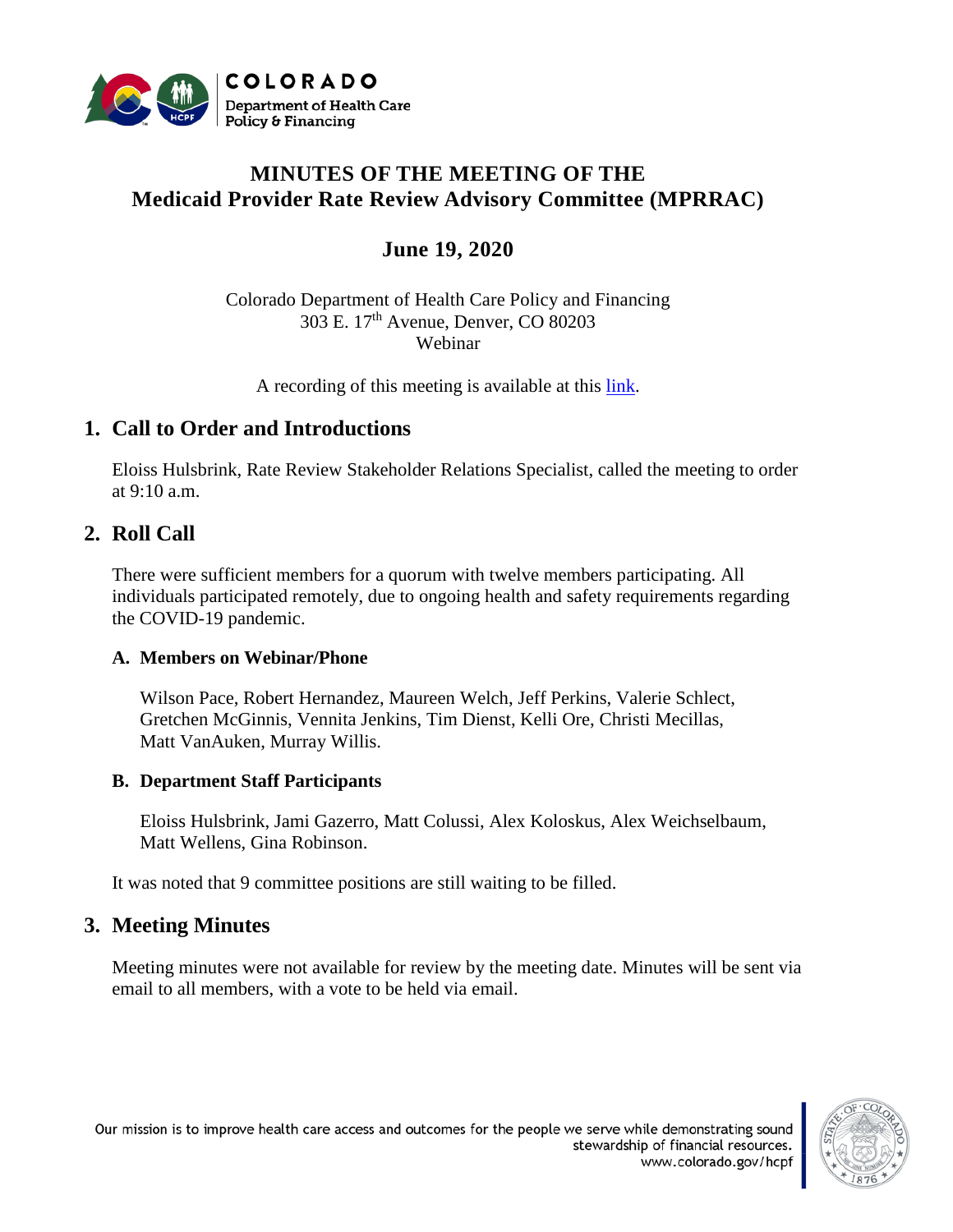# MINUTES OF THE MEETING OF THE
# Medicaid Provider Rate Review Advisory Committee (MPRRAC)

## June 19, 2020

Colorado Department of Health Care Policy and Financing
303 E. 17th Avenue, Denver, CO 80203
Webinar

A recording of this meeting is available at this link.

## 1. Call to Order and Introductions

Eloiss Hulsbrink, Rate Review Stakeholder Relations Specialist, called the meeting to order at 9:10 a.m.

## 2. Roll Call

There were sufficient members for a quorum with twelve members participating. All individuals participated remotely, due to ongoing health and safety requirements regarding the COVID-19 pandemic.

### A. Members on Webinar/Phone

Wilson Pace, Robert Hernandez, Maureen Welch, Jeff Perkins, Valerie Schlect, Gretchen McGinnis, Vennita Jenkins, Tim Dienst, Kelli Ore, Christi Mecillas, Matt VanAuken, Murray Willis.

### B. Department Staff Participants

Eloiss Hulsbrink, Jami Gazerro, Matt Colussi, Alex Koloskus, Alex Weichselbaum, Matt Wellens, Gina Robinson.

It was noted that 9 committee positions are still waiting to be filled.

## 3. Meeting Minutes

Meeting minutes were not available for review by the meeting date. Minutes will be sent via email to all members, with a vote to be held via email.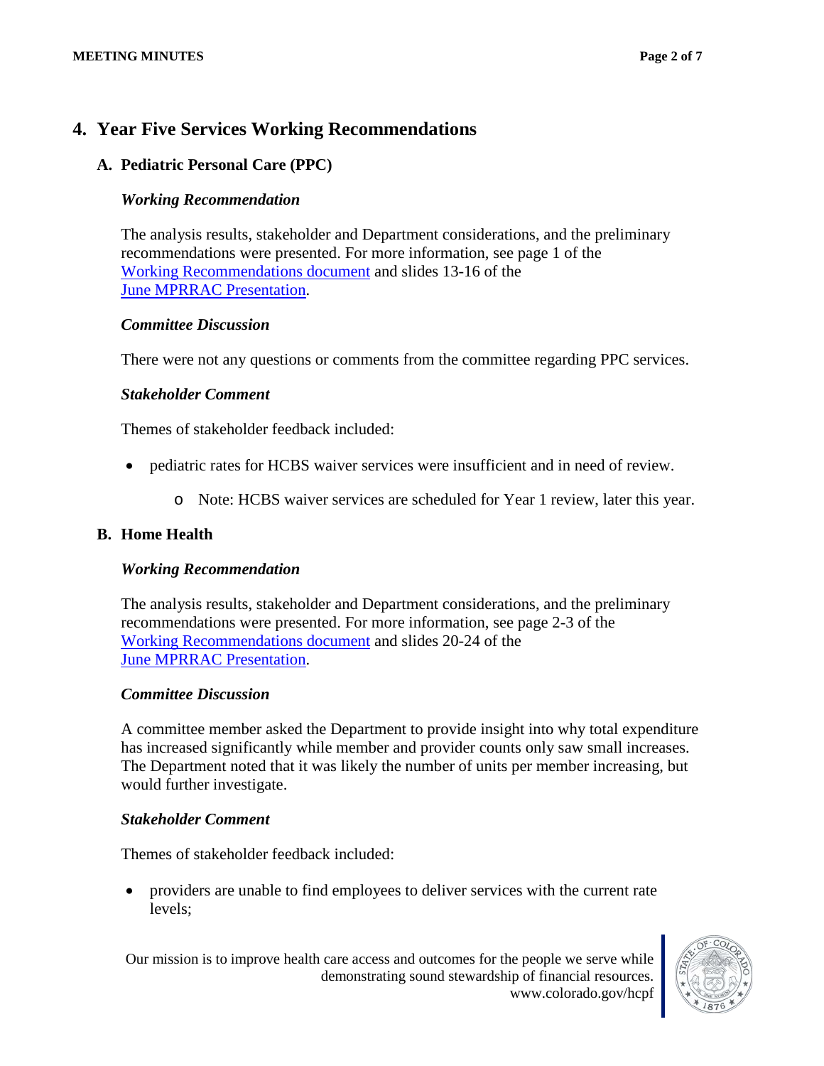## 4. Year Five Services Working Recommendations

### A. Pediatric Personal Care (PPC)

#### *Working Recommendation*

The analysis results, stakeholder and Department considerations, and the preliminary recommendations were presented. For more information, see page 1 of the Working Recommendations document and slides 13-16 of the June MPRRAC Presentation.

#### *Committee Discussion*

There were not any questions or comments from the committee regarding PPC services.

#### *Stakeholder Comment*

Themes of stakeholder feedback included:

- pediatric rates for HCBS waiver services were insufficient and in need of review.
  - Note: HCBS waiver services are scheduled for Year 1 review, later this year.

### B. Home Health

#### *Working Recommendation*

The analysis results, stakeholder and Department considerations, and the preliminary recommendations were presented. For more information, see page 2-3 of the Working Recommendations document and slides 20-24 of the June MPRRAC Presentation.

#### *Committee Discussion*

A committee member asked the Department to provide insight into why total expenditure has increased significantly while member and provider counts only saw small increases. The Department noted that it was likely the number of units per member increasing, but would further investigate.

#### *Stakeholder Comment*

Themes of stakeholder feedback included:

- providers are unable to find employees to deliver services with the current rate levels;

Our mission is to improve health care access and outcomes for the people we serve while demonstrating sound stewardship of financial resources.
www.colorado.gov/hcpf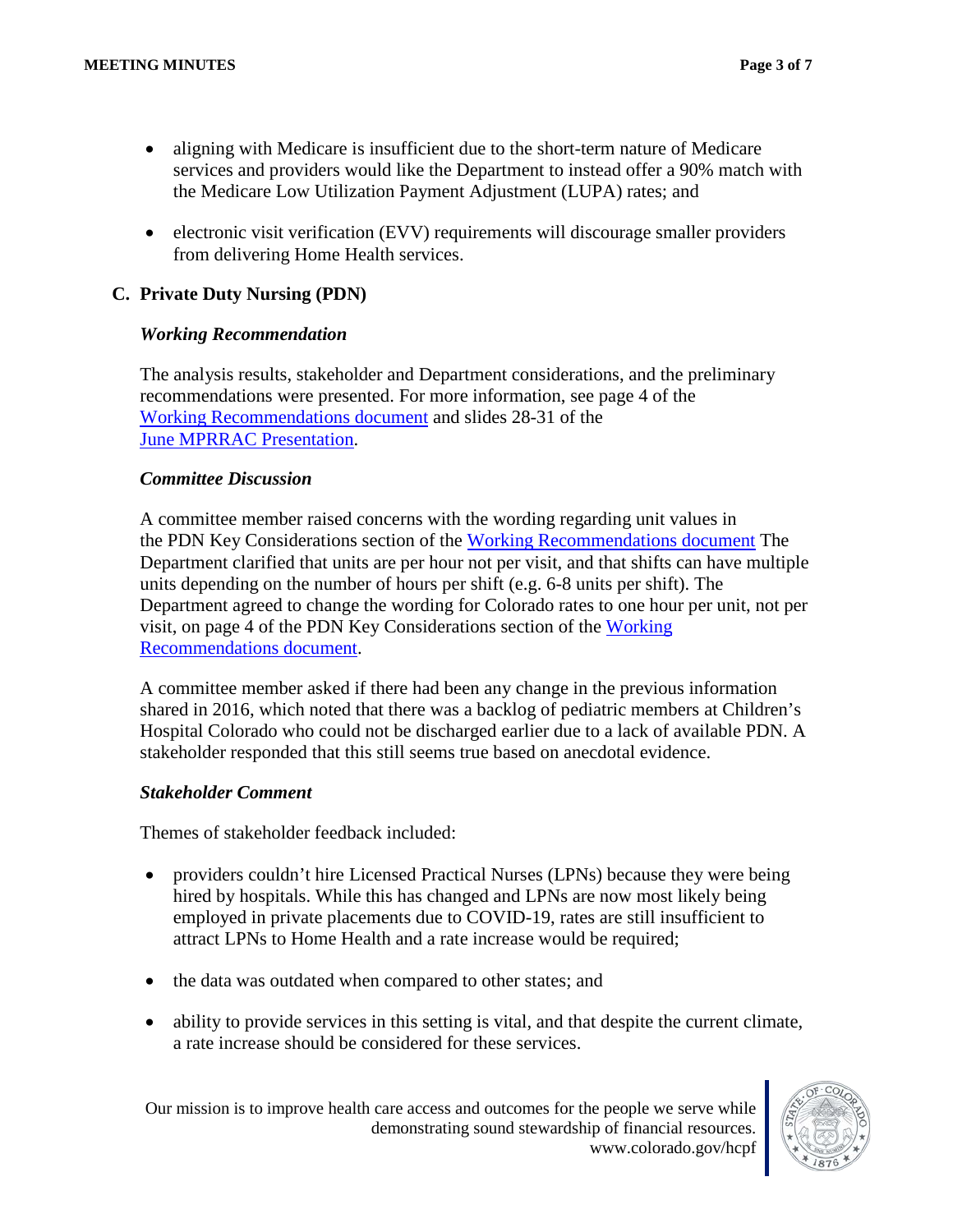- aligning with Medicare is insufficient due to the short-term nature of Medicare services and providers would like the Department to instead offer a 90% match with the Medicare Low Utilization Payment Adjustment (LUPA) rates; and
- electronic visit verification (EVV) requirements will discourage smaller providers from delivering Home Health services.

## C. Private Duty Nursing (PDN)

### *Working Recommendation*

The analysis results, stakeholder and Department considerations, and the preliminary recommendations were presented. For more information, see page 4 of the Working Recommendations document and slides 28-31 of the June MPRRAC Presentation.

### *Committee Discussion*

A committee member raised concerns with the wording regarding unit values in the PDN Key Considerations section of the Working Recommendations document The Department clarified that units are per hour not per visit, and that shifts can have multiple units depending on the number of hours per shift (e.g. 6-8 units per shift). The Department agreed to change the wording for Colorado rates to one hour per unit, not per visit, on page 4 of the PDN Key Considerations section of the Working Recommendations document.

A committee member asked if there had been any change in the previous information shared in 2016, which noted that there was a backlog of pediatric members at Children's Hospital Colorado who could not be discharged earlier due to a lack of available PDN. A stakeholder responded that this still seems true based on anecdotal evidence.

### *Stakeholder Comment*

Themes of stakeholder feedback included:

- providers couldn't hire Licensed Practical Nurses (LPNs) because they were being hired by hospitals. While this has changed and LPNs are now most likely being employed in private placements due to COVID-19, rates are still insufficient to attract LPNs to Home Health and a rate increase would be required;
- the data was outdated when compared to other states; and
- ability to provide services in this setting is vital, and that despite the current climate, a rate increase should be considered for these services.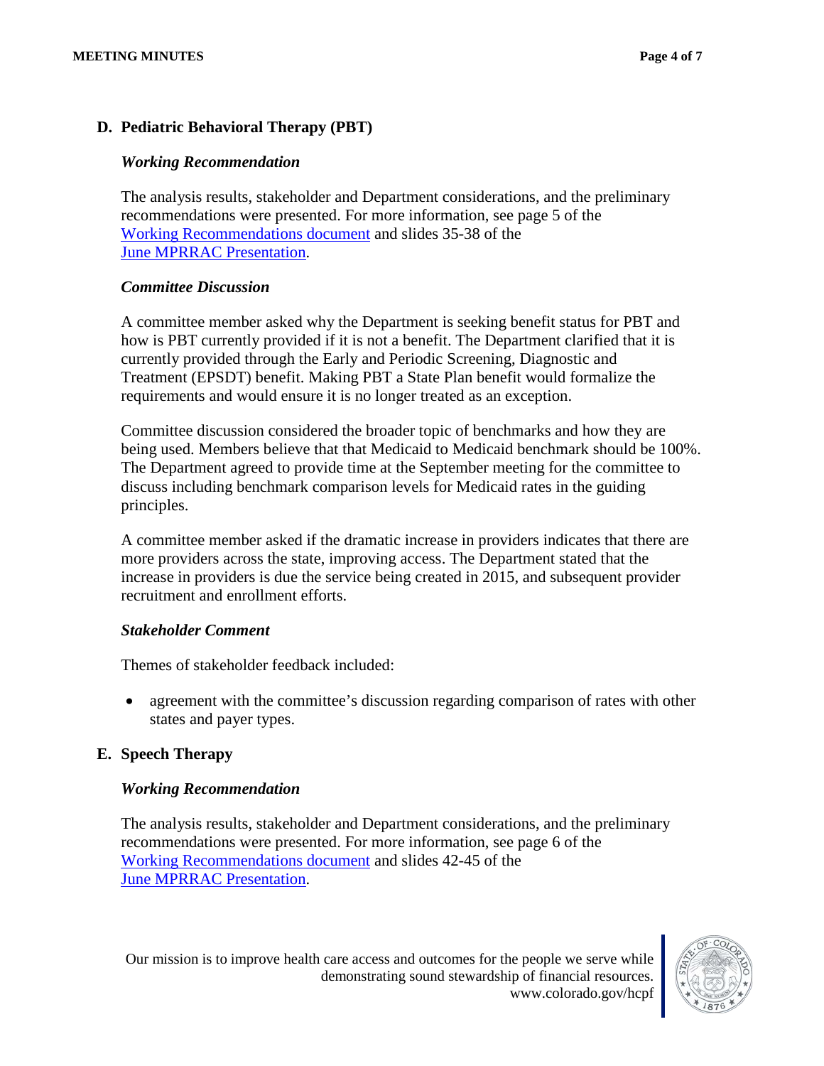## D. Pediatric Behavioral Therapy (PBT)

### *Working Recommendation*

The analysis results, stakeholder and Department considerations, and the preliminary recommendations were presented. For more information, see page 5 of the Working Recommendations document and slides 35-38 of the June MPRRAC Presentation.

### *Committee Discussion*

A committee member asked why the Department is seeking benefit status for PBT and how is PBT currently provided if it is not a benefit. The Department clarified that it is currently provided through the Early and Periodic Screening, Diagnostic and Treatment (EPSDT) benefit. Making PBT a State Plan benefit would formalize the requirements and would ensure it is no longer treated as an exception.

Committee discussion considered the broader topic of benchmarks and how they are being used. Members believe that that Medicaid to Medicaid benchmark should be 100%. The Department agreed to provide time at the September meeting for the committee to discuss including benchmark comparison levels for Medicaid rates in the guiding principles.

A committee member asked if the dramatic increase in providers indicates that there are more providers across the state, improving access. The Department stated that the increase in providers is due the service being created in 2015, and subsequent provider recruitment and enrollment efforts.

### *Stakeholder Comment*

Themes of stakeholder feedback included:

- agreement with the committee's discussion regarding comparison of rates with other states and payer types.

## E. Speech Therapy

### *Working Recommendation*

The analysis results, stakeholder and Department considerations, and the preliminary recommendations were presented. For more information, see page 6 of the Working Recommendations document and slides 42-45 of the June MPRRAC Presentation.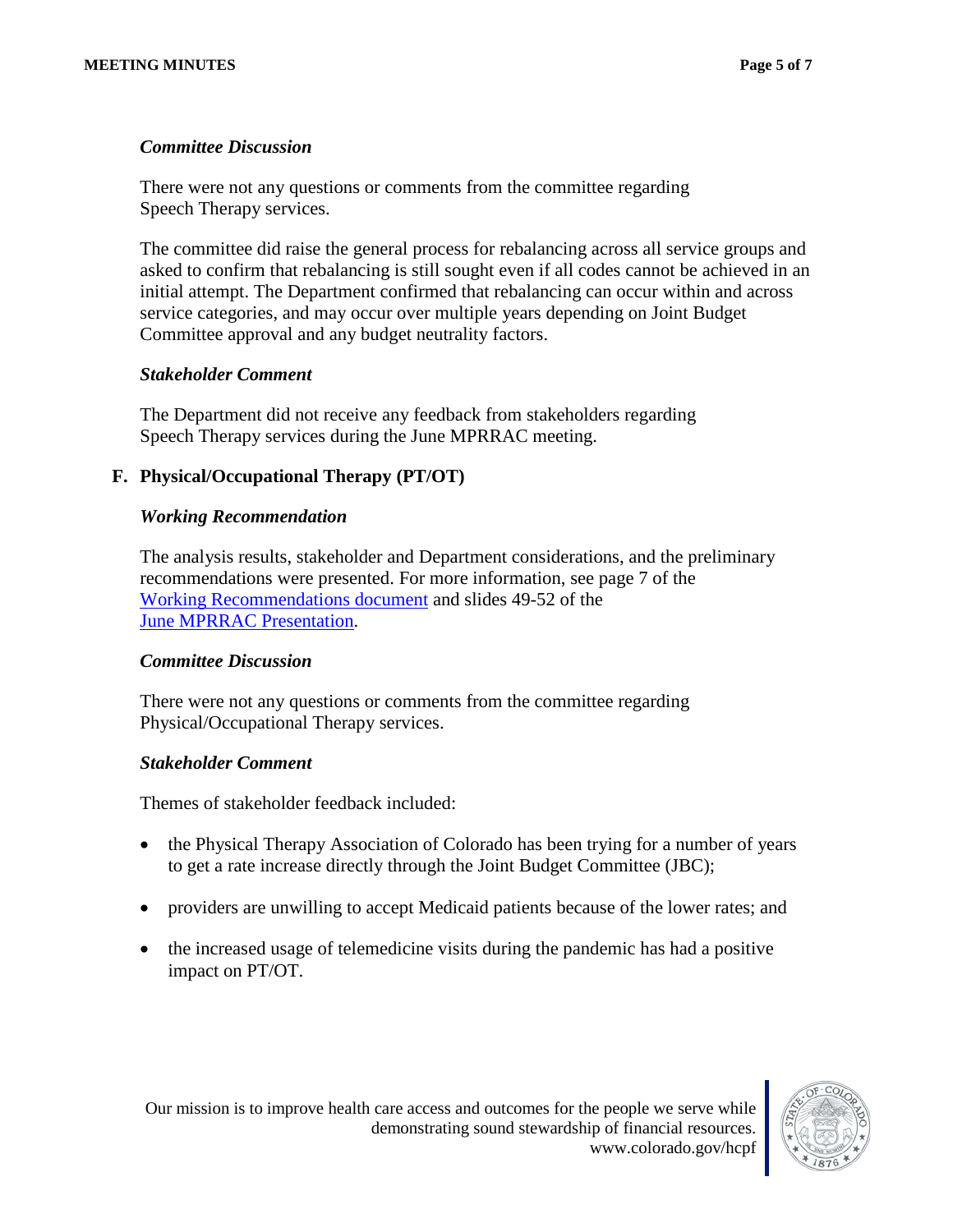### *Committee Discussion*

There were not any questions or comments from the committee regarding Speech Therapy services.

The committee did raise the general process for rebalancing across all service groups and asked to confirm that rebalancing is still sought even if all codes cannot be achieved in an initial attempt. The Department confirmed that rebalancing can occur within and across service categories, and may occur over multiple years depending on Joint Budget Committee approval and any budget neutrality factors.

### *Stakeholder Comment*

The Department did not receive any feedback from stakeholders regarding Speech Therapy services during the June MPRRAC meeting.

## F. Physical/Occupational Therapy (PT/OT)

### *Working Recommendation*

The analysis results, stakeholder and Department considerations, and the preliminary recommendations were presented. For more information, see page 7 of the Working Recommendations document and slides 49-52 of the June MPRRAC Presentation.

### *Committee Discussion*

There were not any questions or comments from the committee regarding Physical/Occupational Therapy services.

### *Stakeholder Comment*

Themes of stakeholder feedback included:

- the Physical Therapy Association of Colorado has been trying for a number of years to get a rate increase directly through the Joint Budget Committee (JBC);
- providers are unwilling to accept Medicaid patients because of the lower rates; and
- the increased usage of telemedicine visits during the pandemic has had a positive impact on PT/OT.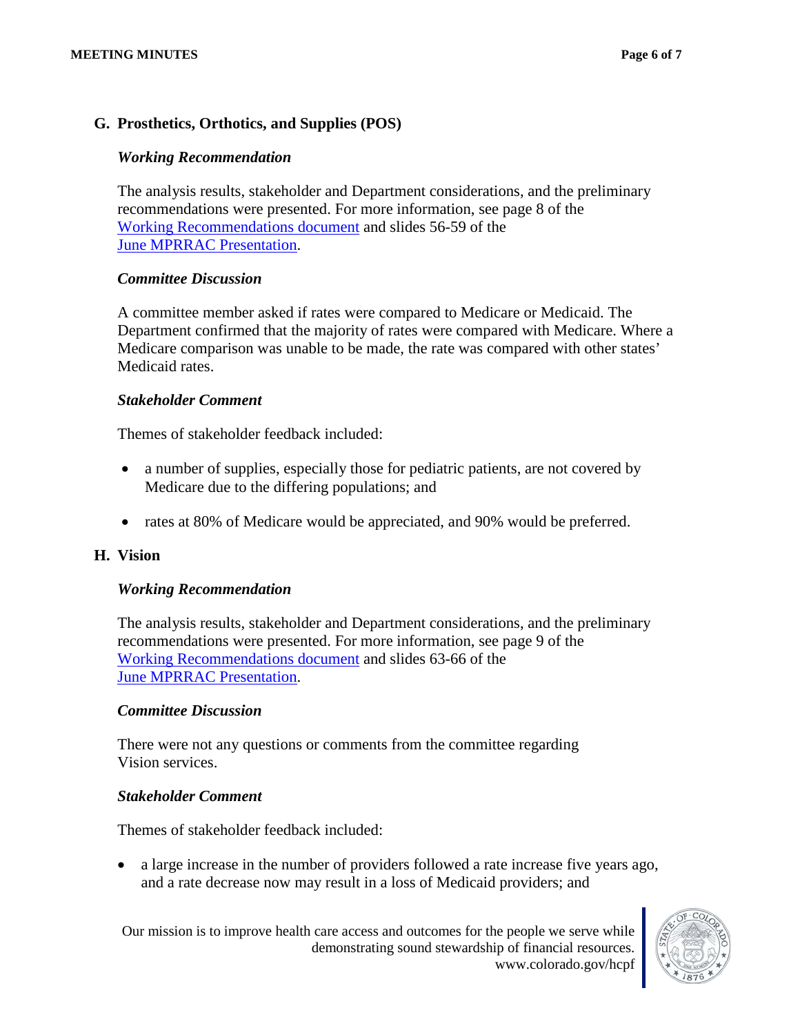## G. Prosthetics, Orthotics, and Supplies (POS)

### *Working Recommendation*

The analysis results, stakeholder and Department considerations, and the preliminary recommendations were presented. For more information, see page 8 of the Working Recommendations document and slides 56-59 of the June MPRRAC Presentation.

### *Committee Discussion*

A committee member asked if rates were compared to Medicare or Medicaid. The Department confirmed that the majority of rates were compared with Medicare. Where a Medicare comparison was unable to be made, the rate was compared with other states' Medicaid rates.

### *Stakeholder Comment*

Themes of stakeholder feedback included:

- a number of supplies, especially those for pediatric patients, are not covered by Medicare due to the differing populations; and
- rates at 80% of Medicare would be appreciated, and 90% would be preferred.

## H. Vision

### *Working Recommendation*

The analysis results, stakeholder and Department considerations, and the preliminary recommendations were presented. For more information, see page 9 of the Working Recommendations document and slides 63-66 of the June MPRRAC Presentation.

### *Committee Discussion*

There were not any questions or comments from the committee regarding Vision services.

### *Stakeholder Comment*

Themes of stakeholder feedback included:

- a large increase in the number of providers followed a rate increase five years ago, and a rate decrease now may result in a loss of Medicaid providers; and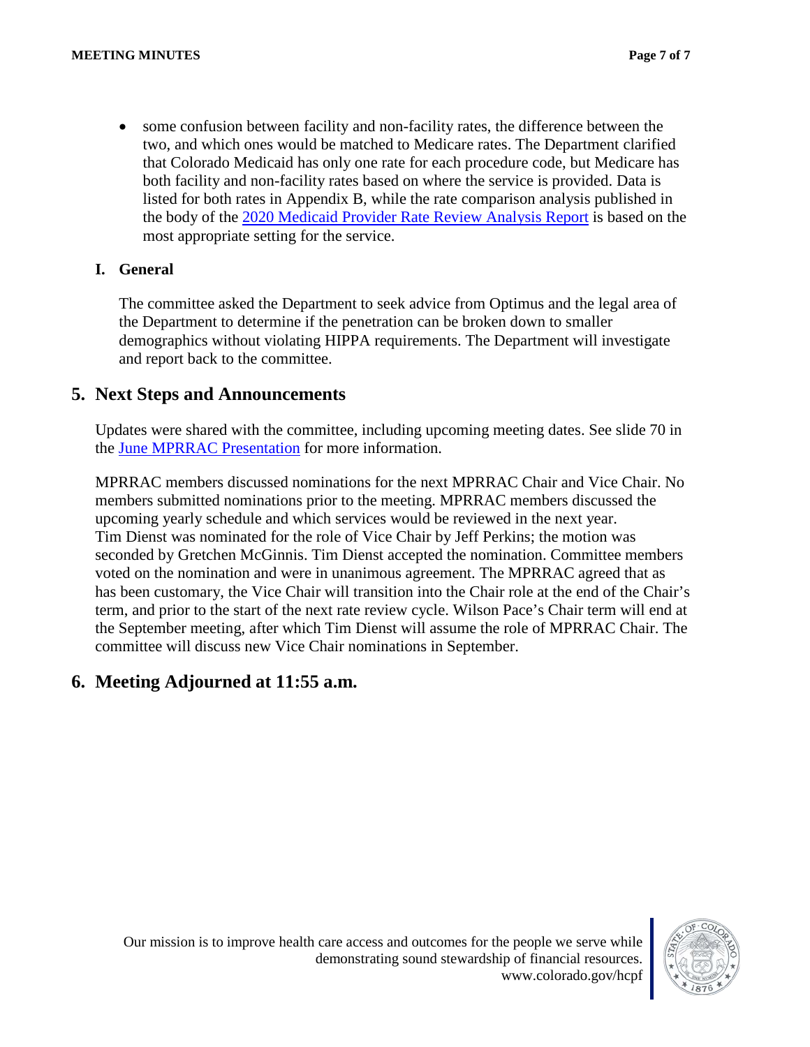- some confusion between facility and non-facility rates, the difference between the two, and which ones would be matched to Medicare rates. The Department clarified that Colorado Medicaid has only one rate for each procedure code, but Medicare has both facility and non-facility rates based on where the service is provided. Data is listed for both rates in Appendix B, while the rate comparison analysis published in the body of the [2020 Medicaid Provider Rate Review Analysis Report]() is based on the most appropriate setting for the service.

### I. General

The committee asked the Department to seek advice from Optimus and the legal area of the Department to determine if the penetration can be broken down to smaller demographics without violating HIPPA requirements. The Department will investigate and report back to the committee.

## 5. Next Steps and Announcements

Updates were shared with the committee, including upcoming meeting dates. See slide 70 in the [June MPRRAC Presentation]() for more information.

MPRRAC members discussed nominations for the next MPRRAC Chair and Vice Chair. No members submitted nominations prior to the meeting. MPRRAC members discussed the upcoming yearly schedule and which services would be reviewed in the next year. Tim Dienst was nominated for the role of Vice Chair by Jeff Perkins; the motion was seconded by Gretchen McGinnis. Tim Dienst accepted the nomination. Committee members voted on the nomination and were in unanimous agreement. The MPRRAC agreed that as has been customary, the Vice Chair will transition into the Chair role at the end of the Chair's term, and prior to the start of the next rate review cycle. Wilson Pace's Chair term will end at the September meeting, after which Tim Dienst will assume the role of MPRRAC Chair. The committee will discuss new Vice Chair nominations in September.

## 6. Meeting Adjourned at 11:55 a.m.

Our mission is to improve health care access and outcomes for the people we serve while demonstrating sound stewardship of financial resources.
www.colorado.gov/hcpf